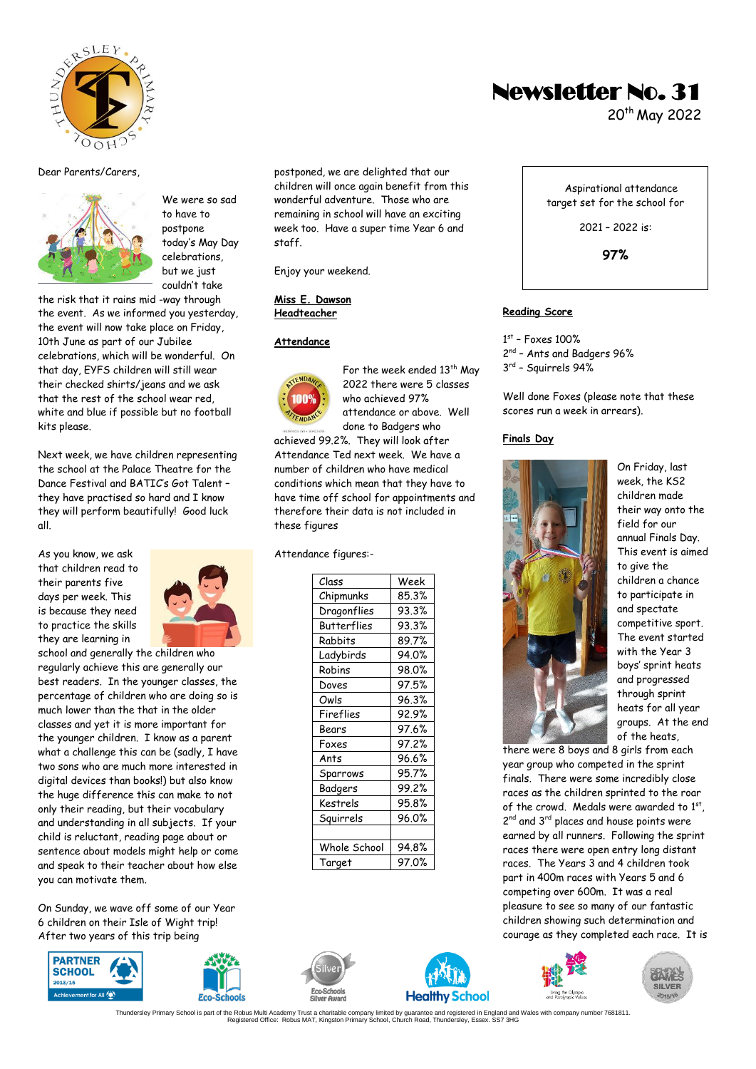# Newsletter No. 31

20th May 2022

Dear Parents/Carers,

We were so sad to have to postpone today's May Day celebrations, but we just couldn't take the risk that it rains mid -way through the event. As we informed you yesterday, the event will now take place on Friday, 10th June as part of our Jubilee celebrations, which will be wonderful. On that day, EYFS children will still wear their checked shirts/jeans and we ask that the rest of the school wear red, white and blue if possible but no football kits please.

Next week, we have children representing the school at the Palace Theatre for the Dance Festival and BATIC's Got Talent – they have practised so hard and I know they will perform beautifully! Good luck all.

As you know, we ask that children read to their parents five days per week. This is because they need to practice the skills they are learning in school and generally the children who regularly achieve this are generally our best readers. In the younger classes, the percentage of children who are doing so is much lower than the that in the older classes and yet it is more important for the younger children. I know as a parent what a challenge this can be (sadly, I have two sons who are much more interested in digital devices than books!) but also know the huge difference this can make to not only their reading, but their vocabulary and understanding in all subjects. If your child is reluctant, reading page about or sentence about models might help or come and speak to their teacher about how else you can motivate them.

On Sunday, we wave off some of our Year 6 children on their Isle of Wight trip! After two years of this trip being postponed, we are delighted that our children will once again benefit from this wonderful adventure. Those who are remaining in school will have an exciting week too. Have a super time Year 6 and staff.

Enjoy your weekend.

**Miss E. Dawson**
**Headteacher**

## Attendance

For the week ended 13th May 2022 there were 5 classes who achieved 97% attendance or above. Well done to Badgers who achieved 99.2%. They will look after Attendance Ted next week. We have a number of children who have medical conditions which mean that they have to have time off school for appointments and therefore their data is not included in these figures

Attendance figures:-

| Class | Week |
|---|---|
| Chipmunks | 85.3% |
| Dragonflies | 93.3% |
| Butterflies | 93.3% |
| Rabbits | 89.7% |
| Ladybirds | 94.0% |
| Robins | 98.0% |
| Doves | 97.5% |
| Owls | 96.3% |
| Fireflies | 92.9% |
| Bears | 97.6% |
| Foxes | 97.2% |
| Ants | 96.6% |
| Sparrows | 95.7% |
| Badgers | 99.2% |
| Kestrels | 95.8% |
| Squirrels | 96.0% |
| | |
| Whole School | 94.8% |
| Target | 97.0% |

Aspirational attendance target set for the school for

2021 – 2022 is:

**97%**

## Reading Score

1st – Foxes 100%
2nd – Ants and Badgers 96%
3rd – Squirrels 94%

Well done Foxes (please note that these scores run a week in arrears).

## Finals Day

On Friday, last week, the KS2 children made their way onto the field for our annual Finals Day. This event is aimed to give the children a chance to participate in and spectate competitive sport. The event started with the Year 3 boys' sprint heats and progressed through sprint heats for all year groups. At the end of the heats, there were 8 boys and 8 girls from each year group who competed in the sprint finals. There were some incredibly close races as the children sprinted to the roar of the crowd. Medals were awarded to 1st, 2nd and 3rd places and house points were earned by all runners. Following the sprint races there were open entry long distant races. The Years 3 and 4 children took part in 400m races with Years 5 and 6 competing over 600m. It was a real pleasure to see so many of our fantastic children showing such determination and courage as they completed each race. It is

Thundersley Primary School is part of the Robus Multi Academy Trust a charitable company limited by guarantee and registered in England and Wales with company number 7681811.
Registered Office: Robus MAT, Kingston Primary School, Church Road, Thundersley, Essex. SS7 3HG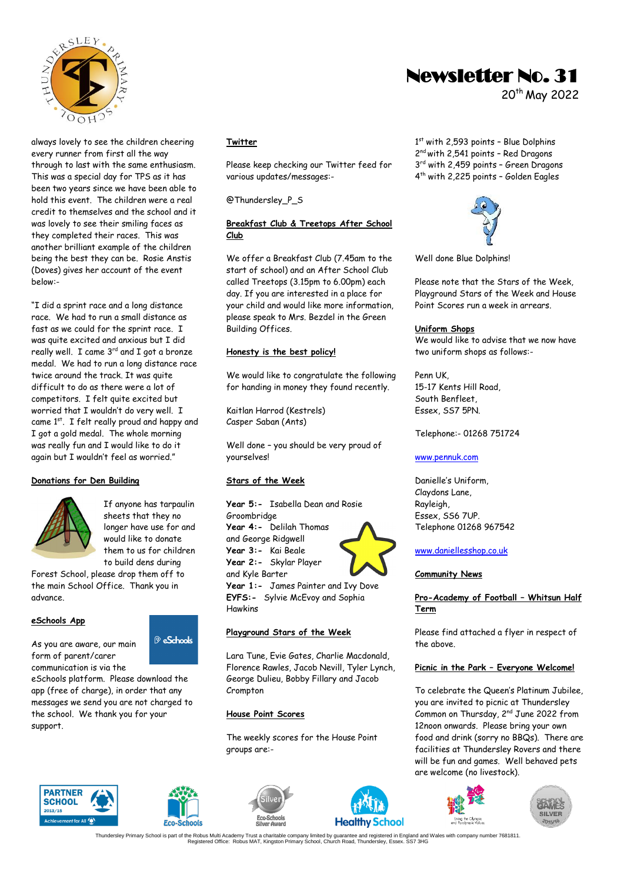# Newsletter No. 31

20th May 2022

always lovely to see the children cheering every runner from first all the way through to last with the same enthusiasm. This was a special day for TPS as it has been two years since we have been able to hold this event. The children were a real credit to themselves and the school and it was lovely to see their smiling faces as they completed their races. This was another brilliant example of the children being the best they can be. Rosie Anstis (Doves) gives her account of the event below:-

"I did a sprint race and a long distance race. We had to run a small distance as fast as we could for the sprint race. I was quite excited and anxious but I did really well. I came 3rd and I got a bronze medal. We had to run a long distance race twice around the track. It was quite difficult to do as there were a lot of competitors. I felt quite excited but worried that I wouldn't do very well. I came 1st. I felt really proud and happy and I got a gold medal. The whole morning was really fun and I would like to do it again but I wouldn't feel as worried."

**Donations for Den Building**

If anyone has tarpaulin sheets that they no longer have use for and would like to donate them to us for children to build dens during Forest School, please drop them off to the main School Office. Thank you in advance.

**eSchools App**

As you are aware, our main form of parent/carer communication is via the eSchools platform. Please download the app (free of charge), in order that any messages we send you are not charged to the school. We thank you for your support.

**Twitter**

Please keep checking our Twitter feed for various updates/messages:-

@Thundersley_P_S

**Breakfast Club & Treetops After School Club**

We offer a Breakfast Club (7.45am to the start of school) and an After School Club called Treetops (3.15pm to 6.00pm) each day. If you are interested in a place for your child and would like more information, please speak to Mrs. Bezdel in the Green Building Offices.

**Honesty is the best policy!**

We would like to congratulate the following for handing in money they found recently.

Kaitlan Harrod (Kestrels)
Casper Saban (Ants)

Well done – you should be very proud of yourselves!

**Stars of the Week**

**Year 5:-** Isabella Dean and Rosie Groombridge
**Year 4:-** Delilah Thomas and George Ridgwell
**Year 3:-** Kai Beale
**Year 2:-** Skylar Player and Kyle Barter
**Year 1:-** James Painter and Ivy Dove
**EYFS:-** Sylvie McEvoy and Sophia Hawkins

**Playground Stars of the Week**

Lara Tune, Evie Gates, Charlie Macdonald, Florence Rawles, Jacob Nevill, Tyler Lynch, George Dulieu, Bobby Fillary and Jacob Crompton

**House Point Scores**

The weekly scores for the House Point groups are:-

1st with 2,593 points – Blue Dolphins
2nd with 2,541 points – Red Dragons
3rd with 2,459 points – Green Dragons
4th with 2,225 points – Golden Eagles

Well done Blue Dolphins!

Please note that the Stars of the Week, Playground Stars of the Week and House Point Scores run a week in arrears.

**Uniform Shops**

We would like to advise that we now have two uniform shops as follows:-

Penn UK,
15-17 Kents Hill Road,
South Benfleet,
Essex, SS7 5PN.

Telephone:- 01268 751724

www.pennuk.com

Danielle's Uniform,
Claydons Lane,
Rayleigh,
Essex, SS6 7UP.
Telephone 01268 967542

www.daniellesshop.co.uk

**Community News**

**Pro-Academy of Football – Whitsun Half Term**

Please find attached a flyer in respect of the above.

**Picnic in the Park – Everyone Welcome!**

To celebrate the Queen's Platinum Jubilee, you are invited to picnic at Thundersley Common on Thursday, 2nd June 2022 from 12noon onwards. Please bring your own food and drink (sorry no BBQs). There are facilities at Thundersley Rovers and there will be fun and games. Well behaved pets are welcome (no livestock).

Thundersley Primary School is part of the Robus Multi Academy Trust a charitable company limited by guarantee and registered in England and Wales with company number 7681811.
Registered Office: Robus MAT, Kingston Primary School, Church Road, Thundersley, Essex. SS7 3HG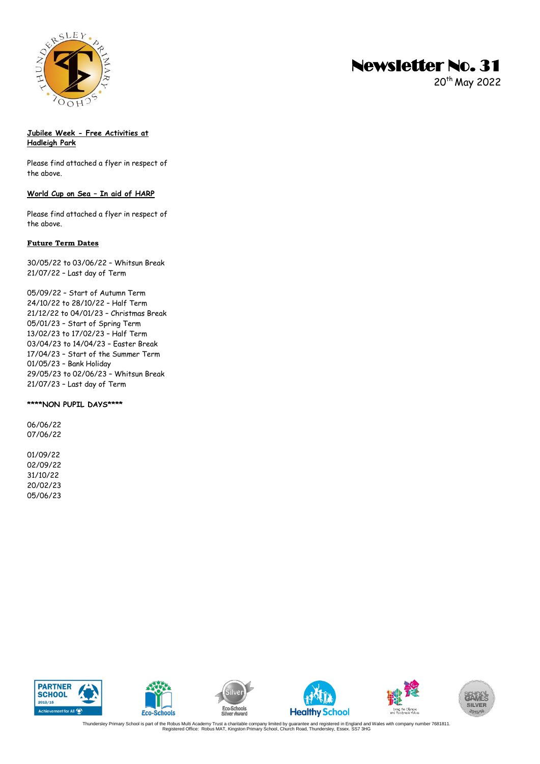# Newsletter No. 31

20th May 2022

**Jubilee Week - Free Activities at Hadleigh Park**

Please find attached a flyer in respect of the above.

**World Cup on Sea – In aid of HARP**

Please find attached a flyer in respect of the above.

**Future Term Dates**

30/05/22 to 03/06/22 – Whitsun Break
21/07/22 – Last day of Term

05/09/22 – Start of Autumn Term
24/10/22 to 28/10/22 – Half Term
21/12/22 to 04/01/23 – Christmas Break
05/01/23 – Start of Spring Term
13/02/23 to 17/02/23 – Half Term
03/04/23 to 14/04/23 – Easter Break
17/04/23 – Start of the Summer Term
01/05/23 – Bank Holiday
29/05/23 to 02/06/23 – Whitsun Break
21/07/23 – Last day of Term

**\*\*\*\*NON PUPIL DAYS\*\*\*\***

06/06/22
07/06/22

01/09/22
02/09/22
31/10/22
20/02/23
05/06/23

Thundersley Primary School is part of the Robus Multi Academy Trust a charitable company limited by guarantee and registered in England and Wales with company number 7681811.
Registered Office: Robus MAT, Kingston Primary School, Church Road, Thundersley, Essex. SS7 3HG